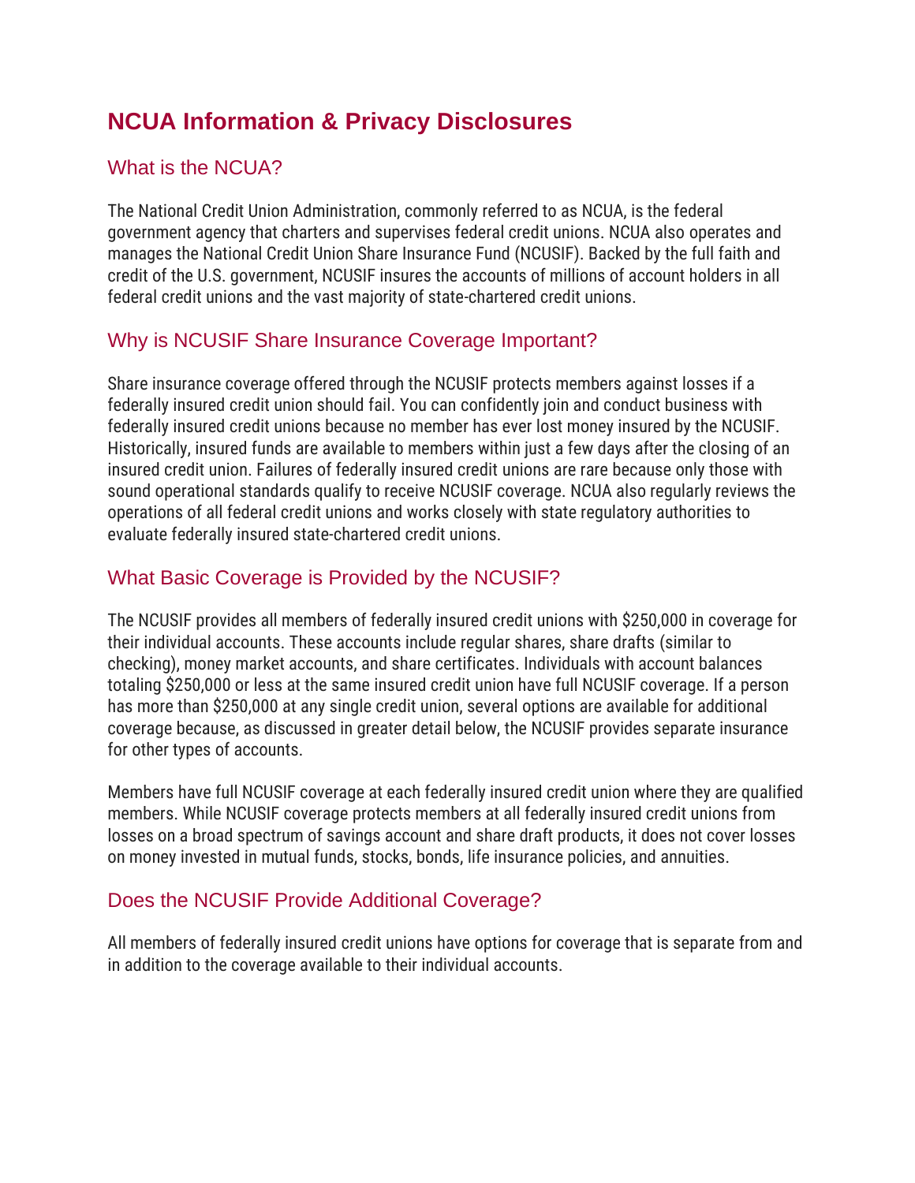# NCUA Information & Privacy Disclosures

## What is the NCUA?

The National Credit Union Administration, commonly referred to as NCUA, is the federal government agency that charters and supervises federal credit unions. NCUA also operates and manages the National Credit Union Share Insurance Fund (NCUSIF). Backed by the full faith and credit of the U.S. government, NCUSIF insures the accounts of millions of account holders in all federal credit unions and the vast majority of state-chartered credit unions.

## Why is NCUSIF Share Insurance Coverage Important?

Share insurance coverage offered through the NCUSIF protects members against losses if a federally insured credit union should fail. You can confidently join and conduct business with federally insured credit unions because no member has ever lost money insured by the NCUSIF. Historically, insured funds are available to members within just a few days after the closing of an insured credit union. Failures of federally insured credit unions are rare because only those with sound operational standards qualify to receive NCUSIF coverage. NCUA also regularly reviews the operations of all federal credit unions and works closely with state regulatory authorities to evaluate federally insured state-chartered credit unions.

## What Basic Coverage is Provided by the NCUSIF?

The NCUSIF provides all members of federally insured credit unions with $250,000 in coverage for their individual accounts. These accounts include regular shares, share drafts (similar to checking), money market accounts, and share certificates. Individuals with account balances totaling $250,000 or less at the same insured credit union have full NCUSIF coverage. If a person has more than $250,000 at any single credit union, several options are available for additional coverage because, as discussed in greater detail below, the NCUSIF provides separate insurance for other types of accounts.

Members have full NCUSIF coverage at each federally insured credit union where they are qualified members. While NCUSIF coverage protects members at all federally insured credit unions from losses on a broad spectrum of savings account and share draft products, it does not cover losses on money invested in mutual funds, stocks, bonds, life insurance policies, and annuities.

## Does the NCUSIF Provide Additional Coverage?

All members of federally insured credit unions have options for coverage that is separate from and in addition to the coverage available to their individual accounts.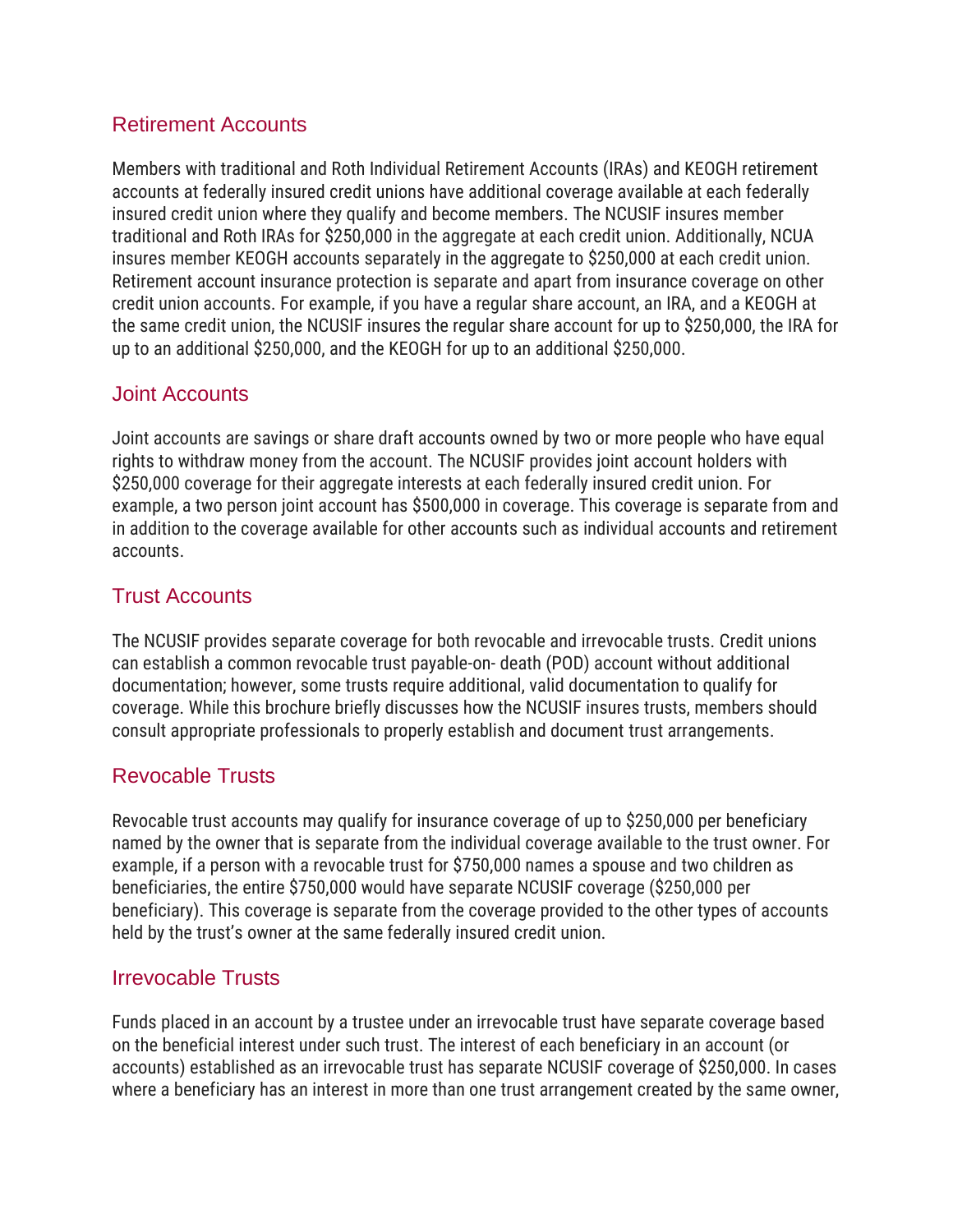## Retirement Accounts

Members with traditional and Roth Individual Retirement Accounts (IRAs) and KEOGH retirement accounts at federally insured credit unions have additional coverage available at each federally insured credit union where they qualify and become members. The NCUSIF insures member traditional and Roth IRAs for $250,000 in the aggregate at each credit union. Additionally, NCUA insures member KEOGH accounts separately in the aggregate to $250,000 at each credit union. Retirement account insurance protection is separate and apart from insurance coverage on other credit union accounts. For example, if you have a regular share account, an IRA, and a KEOGH at the same credit union, the NCUSIF insures the regular share account for up to $250,000, the IRA for up to an additional $250,000, and the KEOGH for up to an additional $250,000.

## Joint Accounts

Joint accounts are savings or share draft accounts owned by two or more people who have equal rights to withdraw money from the account. The NCUSIF provides joint account holders with $250,000 coverage for their aggregate interests at each federally insured credit union. For example, a two person joint account has $500,000 in coverage. This coverage is separate from and in addition to the coverage available for other accounts such as individual accounts and retirement accounts.

## Trust Accounts

The NCUSIF provides separate coverage for both revocable and irrevocable trusts. Credit unions can establish a common revocable trust payable-on- death (POD) account without additional documentation; however, some trusts require additional, valid documentation to qualify for coverage. While this brochure briefly discusses how the NCUSIF insures trusts, members should consult appropriate professionals to properly establish and document trust arrangements.

## Revocable Trusts

Revocable trust accounts may qualify for insurance coverage of up to $250,000 per beneficiary named by the owner that is separate from the individual coverage available to the trust owner. For example, if a person with a revocable trust for $750,000 names a spouse and two children as beneficiaries, the entire $750,000 would have separate NCUSIF coverage ($250,000 per beneficiary). This coverage is separate from the coverage provided to the other types of accounts held by the trust's owner at the same federally insured credit union.

## Irrevocable Trusts

Funds placed in an account by a trustee under an irrevocable trust have separate coverage based on the beneficial interest under such trust. The interest of each beneficiary in an account (or accounts) established as an irrevocable trust has separate NCUSIF coverage of $250,000. In cases where a beneficiary has an interest in more than one trust arrangement created by the same owner,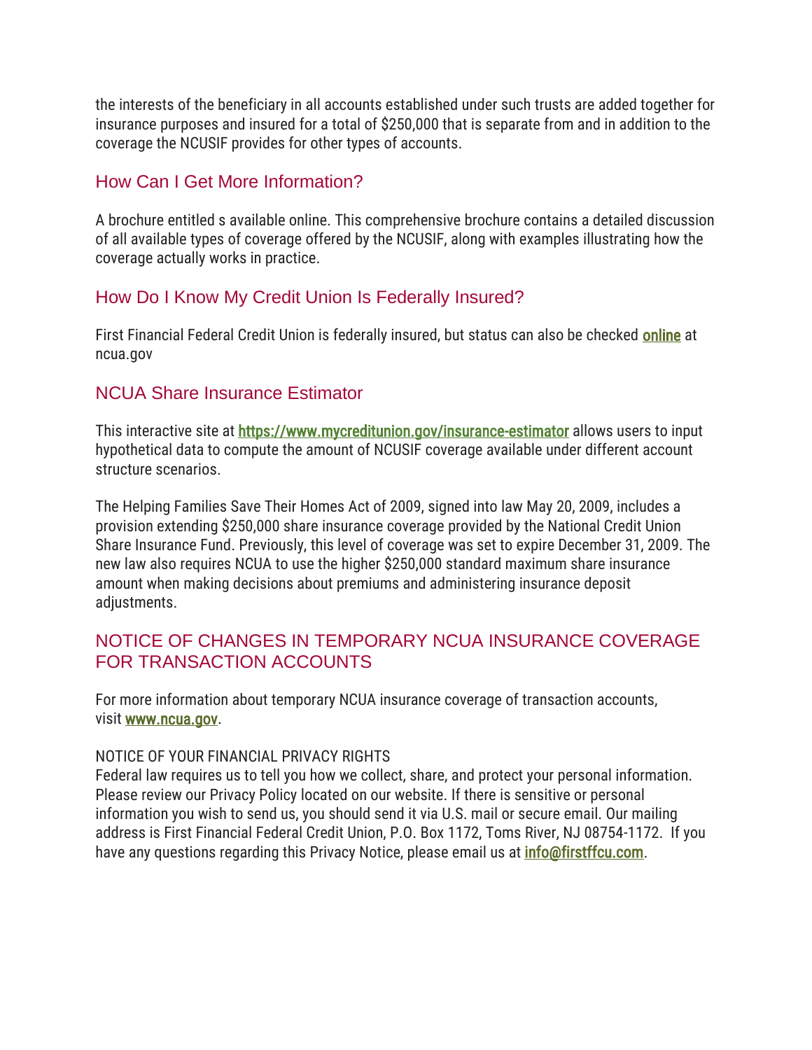the interests of the beneficiary in all accounts established under such trusts are added together for insurance purposes and insured for a total of $250,000 that is separate from and in addition to the coverage the NCUSIF provides for other types of accounts.

## How Can I Get More Information?

A brochure entitled s available online. This comprehensive brochure contains a detailed discussion of all available types of coverage offered by the NCUSIF, along with examples illustrating how the coverage actually works in practice.

## How Do I Know My Credit Union Is Federally Insured?

First Financial Federal Credit Union is federally insured, but status can also be checked online at ncua.gov

## NCUA Share Insurance Estimator

This interactive site at https://www.mycreditunion.gov/insurance-estimator allows users to input hypothetical data to compute the amount of NCUSIF coverage available under different account structure scenarios.

The Helping Families Save Their Homes Act of 2009, signed into law May 20, 2009, includes a provision extending $250,000 share insurance coverage provided by the National Credit Union Share Insurance Fund. Previously, this level of coverage was set to expire December 31, 2009. The new law also requires NCUA to use the higher $250,000 standard maximum share insurance amount when making decisions about premiums and administering insurance deposit adjustments.

## NOTICE OF CHANGES IN TEMPORARY NCUA INSURANCE COVERAGE FOR TRANSACTION ACCOUNTS

For more information about temporary NCUA insurance coverage of transaction accounts, visit www.ncua.gov.

NOTICE OF YOUR FINANCIAL PRIVACY RIGHTS
Federal law requires us to tell you how we collect, share, and protect your personal information. Please review our Privacy Policy located on our website. If there is sensitive or personal information you wish to send us, you should send it via U.S. mail or secure email. Our mailing address is First Financial Federal Credit Union, P.O. Box 1172, Toms River, NJ 08754-1172. If you have any questions regarding this Privacy Notice, please email us at info@firstffcu.com.